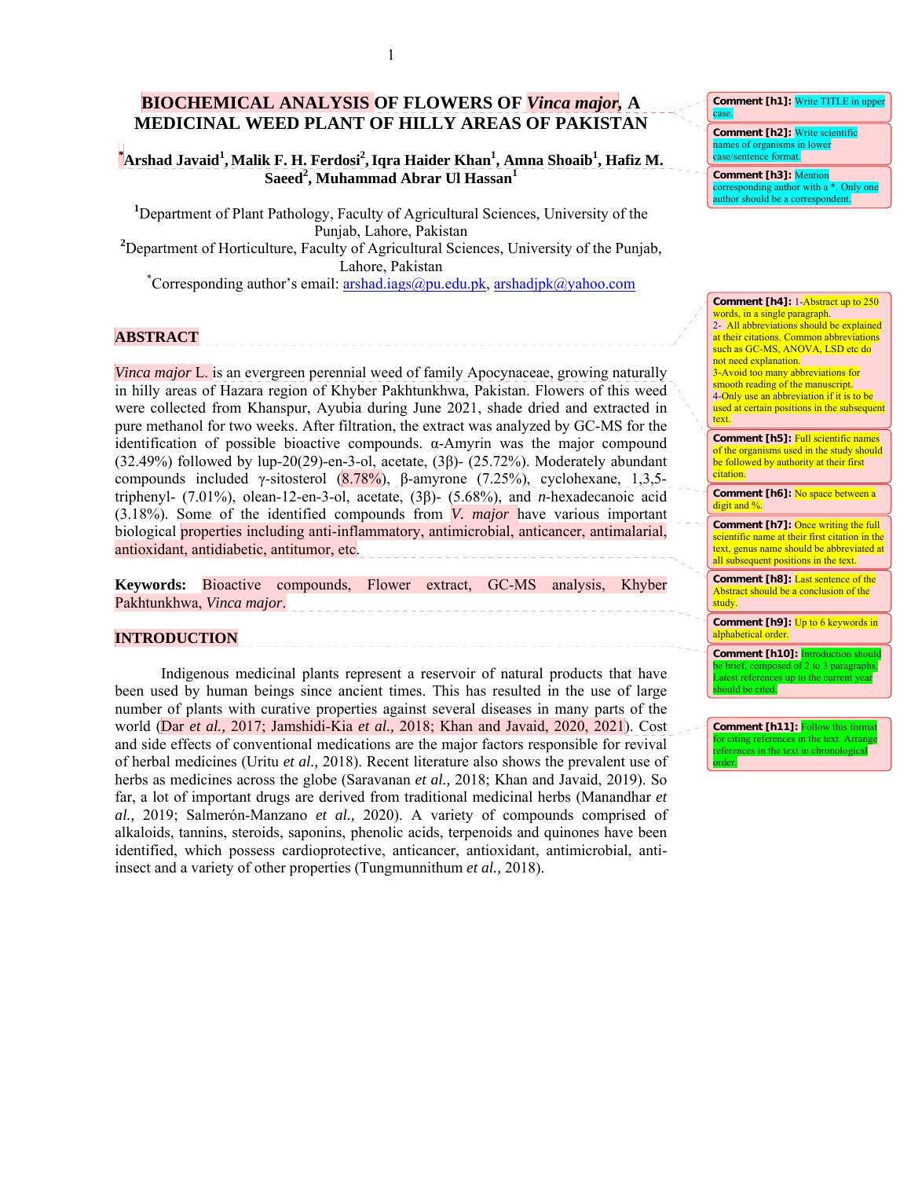# BIOCHEMICAL ANALYSIS OF FLOWERS OF *Vinca major*, A MEDICINAL WEED PLANT OF HILLY AREAS OF PAKISTAN

**\*Arshad Javaid[1], Malik F. H. Ferdosi[2], Iqra Haider Khan[1], Amna Shoaib[1], Hafiz M. Saeed[2], Muhammad Abrar Ul Hassan[1]**

[1]Department of Plant Pathology, Faculty of Agricultural Sciences, University of the Punjab, Lahore, Pakistan

[2]Department of Horticulture, Faculty of Agricultural Sciences, University of the Punjab, Lahore, Pakistan

\*Corresponding author's email: arshad.iags@pu.edu.pk, arshadjpk@yahoo.com

## ABSTRACT

*Vinca major* L. is an evergreen perennial weed of family Apocynaceae, growing naturally in hilly areas of Hazara region of Khyber Pakhtunkhwa, Pakistan. Flowers of this weed were collected from Khanspur, Ayubia during June 2021, shade dried and extracted in pure methanol for two weeks. After filtration, the extract was analyzed by GC-MS for the identification of possible bioactive compounds. α-Amyrin was the major compound (32.49%) followed by lup-20(29)-en-3-ol, acetate, (3β)- (25.72%). Moderately abundant compounds included γ-sitosterol (8.78%), β-amyrone (7.25%), cyclohexane, 1,3,5-triphenyl- (7.01%), olean-12-en-3-ol, acetate, (3β)- (5.68%), and *n*-hexadecanoic acid (3.18%). Some of the identified compounds from *V. major* have various important biological properties including anti-inflammatory, antimicrobial, anticancer, antimalarial, antioxidant, antidiabetic, antitumor, etc.

**Keywords:** Bioactive compounds, Flower extract, GC-MS analysis, Khyber Pakhtunkhwa, *Vinca major*.

## INTRODUCTION

Indigenous medicinal plants represent a reservoir of natural products that have been used by human beings since ancient times. This has resulted in the use of large number of plants with curative properties against several diseases in many parts of the world (Dar *et al.,* 2017; Jamshidi-Kia *et al.,* 2018; Khan and Javaid, 2020, 2021). Cost and side effects of conventional medications are the major factors responsible for revival of herbal medicines (Uritu *et al.,* 2018). Recent literature also shows the prevalent use of herbs as medicines across the globe (Saravanan *et al.,* 2018; Khan and Javaid, 2019). So far, a lot of important drugs are derived from traditional medicinal herbs (Manandhar *et al.,* 2019; Salmerón-Manzano *et al.,* 2020). A variety of compounds comprised of alkaloids, tannins, steroids, saponins, phenolic acids, terpenoids and quinones have been identified, which possess cardioprotective, anticancer, antioxidant, antimicrobial, anti-insect and a variety of other properties (Tungmunnithum *et al.,* 2018).

Comment [h1]: Write TITLE in upper case.

Comment [h2]: Write scientific names of organisms in lower case/sentence format.

Comment [h3]: Mention corresponding author with a \*. Only one author should be a correspondent.

Comment [h4]: 1-Abstract up to 250 words, in a single paragraph. 2- All abbreviations should be explained at their citations. Common abbreviations such as GC-MS, ANOVA, LSD etc do not need explanation. 3-Avoid too many abbreviations for smooth reading of the manuscript. 4-Only use an abbreviation if it is to be used at certain positions in the subsequent text.

Comment [h5]: Full scientific names of the organisms used in the study should be followed by authority at their first citation.

Comment [h6]: No space between a digit and %.

Comment [h7]: Once writing the full scientific name at their first citation in the text, genus name should be abbreviated at all subsequent positions in the text.

Comment [h8]: Last sentence of the Abstract should be a conclusion of the study.

Comment [h9]: Up to 6 keywords in alphabetical order.

Comment [h10]: Introduction should be brief, composed of 2 to 3 paragraphs. Latest references up to the current year should be cited.

Comment [h11]: Follow this format for citing references in the text. Arrange references in the text in chronological order.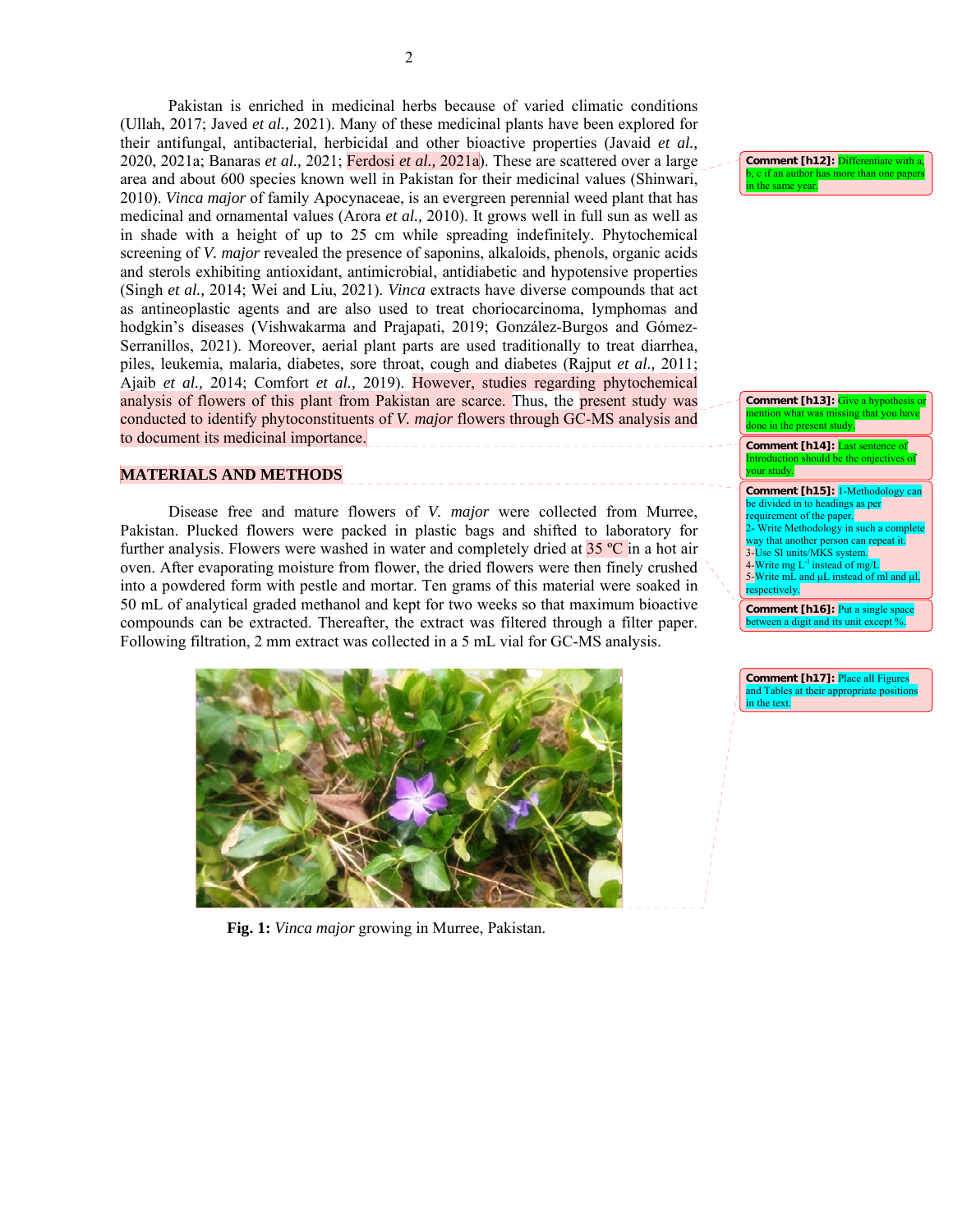Pakistan is enriched in medicinal herbs because of varied climatic conditions (Ullah, 2017; Javed *et al.,* 2021). Many of these medicinal plants have been explored for their antifungal, antibacterial, herbicidal and other bioactive properties (Javaid *et al.,* 2020, 2021a; Banaras *et al.,* 2021; Ferdosi *et al.,* 2021a). These are scattered over a large area and about 600 species known well in Pakistan for their medicinal values (Shinwari, 2010). *Vinca major* of family Apocynaceae, is an evergreen perennial weed plant that has medicinal and ornamental values (Arora *et al.,* 2010). It grows well in full sun as well as in shade with a height of up to 25 cm while spreading indefinitely. Phytochemical screening of *V. major* revealed the presence of saponins, alkaloids, phenols, organic acids and sterols exhibiting antioxidant, antimicrobial, antidiabetic and hypotensive properties (Singh *et al.,* 2014; Wei and Liu, 2021). *Vinca* extracts have diverse compounds that act as antineoplastic agents and are also used to treat choriocarcinoma, lymphomas and hodgkin's diseases (Vishwakarma and Prajapati, 2019; González-Burgos and Gómez-Serranillos, 2021). Moreover, aerial plant parts are used traditionally to treat diarrhea, piles, leukemia, malaria, diabetes, sore throat, cough and diabetes (Rajput *et al.,* 2011; Ajaib *et al.,* 2014; Comfort *et al.,* 2019). However, studies regarding phytochemical analysis of flowers of this plant from Pakistan are scarce. Thus, the present study was conducted to identify phytoconstituents of *V. major* flowers through GC-MS analysis and to document its medicinal importance.

> **Comment [h12]:** Differentiate with a, b, c if an author has more than one papers in the same year.
>
> **Comment [h13]:** Give a hypothesis or mention what was missing that you have done in the present study.
>
> **Comment [h14]:** Last sentence of Introduction should be the onjectives of your study.

## MATERIALS AND METHODS

> **Comment [h15]:** 1-Methodology can be divided in to headings as per requirement of the paper.
> 2- Write Methodology in such a complete way that another person can repeat it.
> 3-Use SI units/MKS system.
> 4-Write mg $L^{-1}$ instead of mg/L
> 5-Write mL and µL instead of ml and µl, respectively.
>
> **Comment [h16]:** Put a single space between a digit and its unit except %.

Disease free and mature flowers of *V. major* were collected from Murree, Pakistan. Plucked flowers were packed in plastic bags and shifted to laboratory for further analysis. Flowers were washed in water and completely dried at 35 ºC in a hot air oven. After evaporating moisture from flower, the dried flowers were then finely crushed into a powdered form with pestle and mortar. Ten grams of this material were soaked in 50 mL of analytical graded methanol and kept for two weeks so that maximum bioactive compounds can be extracted. Thereafter, the extract was filtered through a filter paper. Following filtration, 2 mm extract was collected in a 5 mL vial for GC-MS analysis.

> **Comment [h17]:** Place all Figures and Tables at their appropriate positions in the text.

**Fig. 1:** *Vinca major* growing in Murree, Pakistan.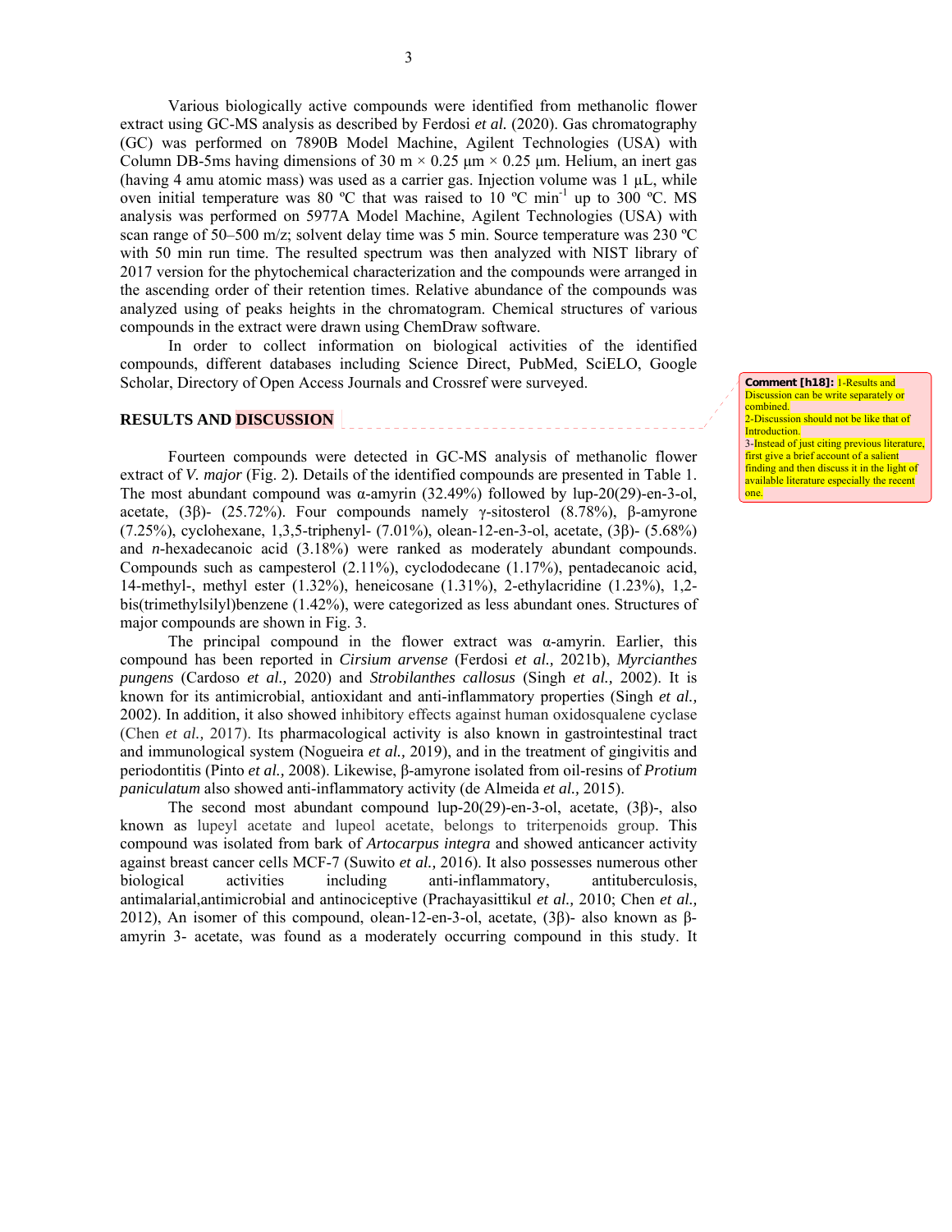Various biologically active compounds were identified from methanolic flower extract using GC-MS analysis as described by Ferdosi *et al.* (2020). Gas chromatography (GC) was performed on 7890B Model Machine, Agilent Technologies (USA) with Column DB-5ms having dimensions of 30 m × 0.25 µm × 0.25 µm. Helium, an inert gas (having 4 amu atomic mass) was used as a carrier gas. Injection volume was 1 µL, while oven initial temperature was 80 ºC that was raised to 10 ºC $min^{-1}$ up to 300 ºC. MS analysis was performed on 5977A Model Machine, Agilent Technologies (USA) with scan range of 50–500 m/z; solvent delay time was 5 min. Source temperature was 230 ºC with 50 min run time. The resulted spectrum was then analyzed with NIST library of 2017 version for the phytochemical characterization and the compounds were arranged in the ascending order of their retention times. Relative abundance of the compounds was analyzed using of peaks heights in the chromatogram. Chemical structures of various compounds in the extract were drawn using ChemDraw software.

In order to collect information on biological activities of the identified compounds, different databases including Science Direct, PubMed, SciELO, Google Scholar, Directory of Open Access Journals and Crossref were surveyed.

## RESULTS AND DISCUSSION

Comment [h18]: 1-Results and Discussion can be write separately or combined.
2-Discussion should not be like that of Introduction.
3-Instead of just citing previous literature, first give a brief account of a salient finding and then discuss it in the light of available literature especially the recent one.

Fourteen compounds were detected in GC-MS analysis of methanolic flower extract of *V. major* (Fig. 2). Details of the identified compounds are presented in Table 1. The most abundant compound was α-amyrin (32.49%) followed by lup-20(29)-en-3-ol, acetate, (3β)- (25.72%). Four compounds namely γ-sitosterol (8.78%), β-amyrone (7.25%), cyclohexane, 1,3,5-triphenyl- (7.01%), olean-12-en-3-ol, acetate, (3β)- (5.68%) and *n*-hexadecanoic acid (3.18%) were ranked as moderately abundant compounds. Compounds such as campesterol (2.11%), cyclododecane (1.17%), pentadecanoic acid, 14-methyl-, methyl ester (1.32%), heneicosane (1.31%), 2-ethylacridine (1.23%), 1,2-bis(trimethylsilyl)benzene (1.42%), were categorized as less abundant ones. Structures of major compounds are shown in Fig. 3.

The principal compound in the flower extract was α-amyrin. Earlier, this compound has been reported in *Cirsium arvense* (Ferdosi *et al.,* 2021b), *Myrcianthes pungens* (Cardoso *et al.,* 2020) and *Strobilanthes callosus* (Singh *et al.,* 2002). It is known for its antimicrobial, antioxidant and anti-inflammatory properties (Singh *et al.,* 2002). In addition, it also showed inhibitory effects against human oxidosqualene cyclase (Chen *et al.,* 2017). Its pharmacological activity is also known in gastrointestinal tract and immunological system (Nogueira *et al.,* 2019), and in the treatment of gingivitis and periodontitis (Pinto *et al.,* 2008). Likewise, β-amyrone isolated from oil-resins of *Protium paniculatum* also showed anti-inflammatory activity (de Almeida *et al.,* 2015).

The second most abundant compound lup-20(29)-en-3-ol, acetate, (3β)-, also known as lupeyl acetate and lupeol acetate, belongs to triterpenoids group. This compound was isolated from bark of *Artocarpus integra* and showed anticancer activity against breast cancer cells MCF-7 (Suwito *et al.,* 2016). It also possesses numerous other biological activities including anti-inflammatory, antituberculosis, antimalarial,antimicrobial and antinociceptive (Prachayasittikul *et al.,* 2010; Chen *et al.,* 2012), An isomer of this compound, olean-12-en-3-ol, acetate, (3β)- also known as β-amyrin 3- acetate, was found as a moderately occurring compound in this study. It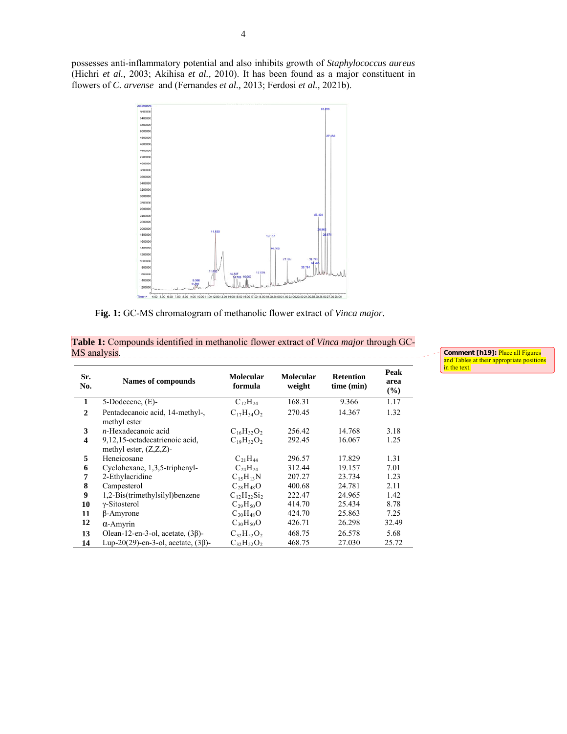possesses anti-inflammatory potential and also inhibits growth of *Staphylococcus aureus* (Hichri *et al.,* 2003; Akihisa *et al.,* 2010). It has been found as a major constituent in flowers of *C. arvense* and (Fernandes *et al.,* 2013; Ferdosi *et al.,* 2021b).

**Fig. 1:** GC-MS chromatogram of methanolic flower extract of *Vinca major*.

**Table 1:** Compounds identified in methanolic flower extract of *Vinca major* through GC-MS analysis.

Comment [h19]: Place all Figures and Tables at their appropriate positions in the text.

| Sr. No. | Names of compounds | Molecular formula | Molecular weight | Retention time (min) | Peak area (%) |
|---|---|---|---|---|---|
| 1 | 5-Dodecene, (E)- | $C_{12}H_{24}$ | 168.31 | 9.366 | 1.17 |
| 2 | Pentadecanoic acid, 14-methyl-, methyl ester | $C_{17}H_{34}O_2$ | 270.45 | 14.367 | 1.32 |
| 3 | *n*-Hexadecanoic acid | $C_{16}H_{32}O_2$ | 256.42 | 14.768 | 3.18 |
| 4 | 9,12,15-octadecatrienoic acid, methyl ester, (Z,Z,Z)- | $C_{19}H_{32}O_2$ | 292.45 | 16.067 | 1.25 |
| 5 | Heneicosane | $C_{21}H_{44}$ | 296.57 | 17.829 | 1.31 |
| 6 | Cyclohexane, 1,3,5-triphenyl- | $C_{24}H_{24}$ | 312.44 | 19.157 | 7.01 |
| 7 | 2-Ethylacridine | $C_{15}H_{13}N$ | 207.27 | 23.734 | 1.23 |
| 8 | Campesterol | $C_{28}H_{48}O$ | 400.68 | 24.781 | 2.11 |
| 9 | 1,2-Bis(trimethylsilyl)benzene | $C_{12}H_{22}Si_2$ | 222.47 | 24.965 | 1.42 |
| 10 | γ-Sitosterol | $C_{29}H_{50}O$ | 414.70 | 25.434 | 8.78 |
| 11 | β-Amyrone | $C_{30}H_{48}O$ | 424.70 | 25.863 | 7.25 |
| 12 | α-Amyrin | $C_{30}H_{50}O$ | 426.71 | 26.298 | 32.49 |
| 13 | Olean-12-en-3-ol, acetate, (3β)- | $C_{32}H_{52}O_2$ | 468.75 | 26.578 | 5.68 |
| 14 | Lup-20(29)-en-3-ol, acetate, (3β)- | $C_{32}H_{52}O_2$ | 468.75 | 27.030 | 25.72 |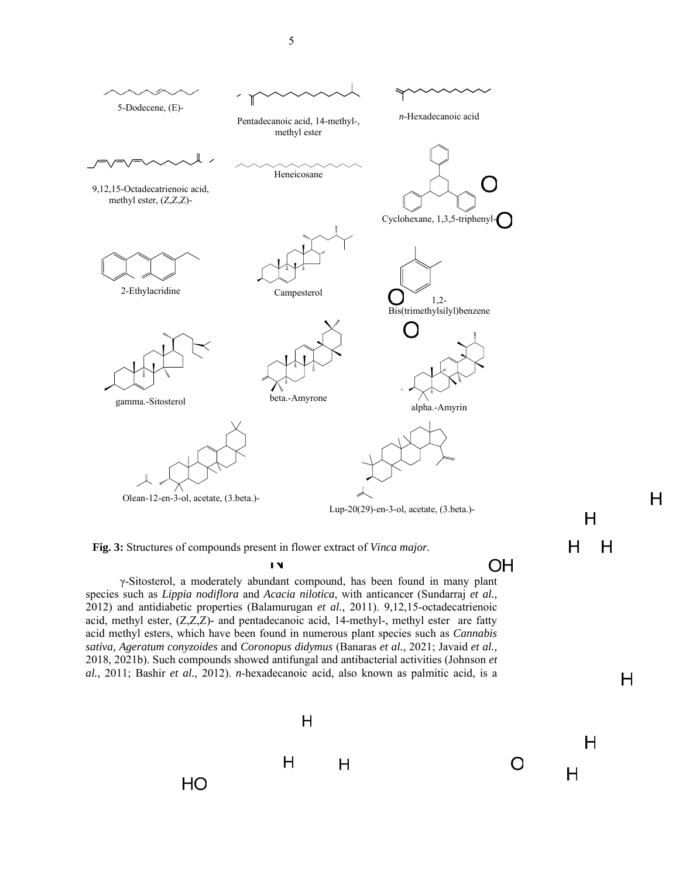5-Dodecene, (E)-

Pentadecanoic acid, 14-methyl-, methyl ester

*n*-Hexadecanoic acid

9,12,15-Octadecatrienoic acid, methyl ester, (Z,Z,Z)-

Heneicosane

Cyclohexane, 1,3,5-triphenyl-

2-Ethylacridine

Campesterol

1,2-Bis(trimethylsilyl)benzene

gamma.-Sitosterol

beta.-Amyrone

alpha.-Amyrin

Olean-12-en-3-ol, acetate, (3.beta.)-

Lup-20(29)-en-3-ol, acetate, (3.beta.)-

**Fig. 3:** Structures of compounds present in flower extract of *Vinca major.*

γ-Sitosterol, a moderately abundant compound, has been found in many plant species such as *Lippia nodiflora* and *Acacia nilotica*, with anticancer (Sundarraj *et al.,* 2012) and antidiabetic properties (Balamurugan *et al.,* 2011). 9,12,15-octadecatrienoic acid, methyl ester, (Z,Z,Z)- and pentadecanoic acid, 14-methyl-, methyl ester are fatty acid methyl esters, which have been found in numerous plant species such as *Cannabis sativa, Ageratum conyzoides* and *Coronopus didymus* (Banaras *et al.,* 2021; Javaid *et al.,* 2018, 2021b). Such compounds showed antifungal and antibacterial activities (Johnson *et al.,* 2011; Bashir *et al.,* 2012). *n*-hexadecanoic acid, also known as palmitic acid, is a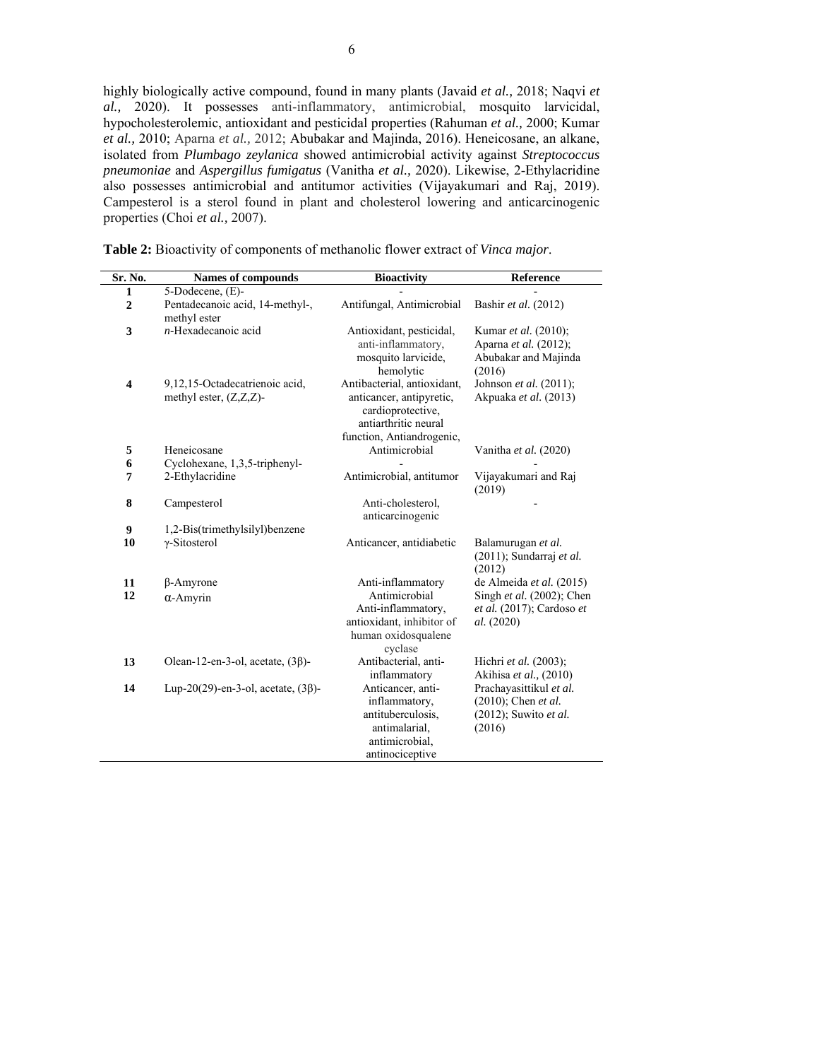highly biologically active compound, found in many plants (Javaid *et al.,* 2018; Naqvi *et al.,* 2020). It possesses anti-inflammatory, antimicrobial, mosquito larvicidal, hypocholesterolemic, antioxidant and pesticidal properties (Rahuman *et al.,* 2000; Kumar *et al.,* 2010; Aparna *et al.,* 2012; Abubakar and Majinda, 2016). Heneicosane, an alkane, isolated from *Plumbago zeylanica* showed antimicrobial activity against *Streptococcus pneumoniae* and *Aspergillus fumigatus* (Vanitha *et al.,* 2020). Likewise, 2-Ethylacridine also possesses antimicrobial and antitumor activities (Vijayakumari and Raj, 2019). Campesterol is a sterol found in plant and cholesterol lowering and anticarcinogenic properties (Choi *et al.,* 2007).

**Table 2:** Bioactivity of components of methanolic flower extract of *Vinca major*.

| Sr. No. | Names of compounds | Bioactivity | Reference |
|---|---|---|---|
| **1** | 5-Dodecene, (E)- | - | - |
| **2** | Pentadecanoic acid, 14-methyl-, methyl ester | Antifungal, Antimicrobial | Bashir *et al.* (2012) |
| **3** | *n*-Hexadecanoic acid | Antioxidant, pesticidal, anti-inflammatory, mosquito larvicide, hemolytic | Kumar *et al.* (2010); Aparna *et al.* (2012); Abubakar and Majinda (2016) |
| **4** | 9,12,15-Octadecatrienoic acid, methyl ester, (Z,Z,Z)- | Antibacterial, antioxidant, anticancer, antipyretic, cardioprotective, antiarthritic neural function, Antiandrogenic, | Johnson *et al.* (2011); Akpuaka *et al.* (2013) |
| **5** | Heneicosane | Antimicrobial | Vanitha *et al.* (2020) |
| **6** | Cyclohexane, 1,3,5-triphenyl- | - | - |
| **7** | 2-Ethylacridine | Antimicrobial, antitumor | Vijayakumari and Raj (2019) |
| **8** | Campesterol | Anti-cholesterol, anticarcinogenic | - |
| **9** | 1,2-Bis(trimethylsilyl)benzene | | |
| **10** | γ-Sitosterol | Anticancer, antidiabetic | Balamurugan *et al.* (2011); Sundarraj *et al.* (2012) |
| **11** | β-Amyrone | Anti-inflammatory | de Almeida *et al.* (2015) |
| **12** | α-Amyrin | Antimicrobial Anti-inflammatory, antioxidant, inhibitor of human oxidosqualene cyclase | Singh *et al.* (2002); Chen *et al.* (2017); Cardoso *et al.* (2020) |
| **13** | Olean-12-en-3-ol, acetate, (3β)- | Antibacterial, anti-inflammatory | Hichri *et al.* (2003); Akihisa *et al.,* (2010) |
| **14** | Lup-20(29)-en-3-ol, acetate, (3β)- | Anticancer, anti-inflammatory, antituberculosis, antimalarial, antimicrobial, antinociceptive | Prachayasittikul *et al.* (2010); Chen *et al.* (2012); Suwito *et al.* (2016) |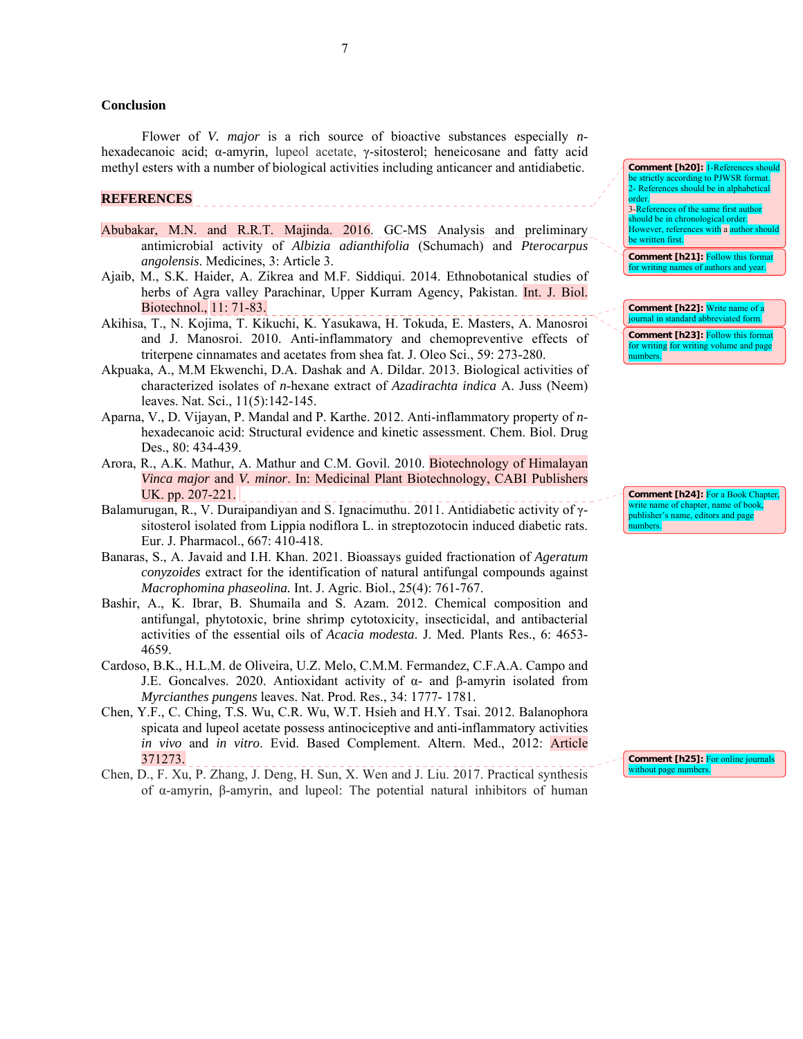## Conclusion

Flower of *V. major* is a rich source of bioactive substances especially *n*-hexadecanoic acid; α-amyrin, lupeol acetate, γ-sitosterol; heneicosane and fatty acid methyl esters with a number of biological activities including anticancer and antidiabetic.

## REFERENCES

Abubakar, M.N. and R.R.T. Majinda. 2016. GC-MS Analysis and preliminary antimicrobial activity of *Albizia adianthifolia* (Schumach) and *Pterocarpus angolensis*. Medicines, 3: Article 3.

Ajaib, M., S.K. Haider, A. Zikrea and M.F. Siddiqui. 2014. Ethnobotanical studies of herbs of Agra valley Parachinar, Upper Kurram Agency, Pakistan. Int. J. Biol. Biotechnol., 11: 71-83.

Akihisa, T., N. Kojima, T. Kikuchi, K. Yasukawa, H. Tokuda, E. Masters, A. Manosroi and J. Manosroi. 2010. Anti-inflammatory and chemopreventive effects of triterpene cinnamates and acetates from shea fat. J. Oleo Sci., 59: 273-280.

Akpuaka, A., M.M Ekwenchi, D.A. Dashak and A. Dildar. 2013. Biological activities of characterized isolates of *n*-hexane extract of *Azadirachta indica* A. Juss (Neem) leaves. Nat. Sci., 11(5):142-145.

Aparna, V., D. Vijayan, P. Mandal and P. Karthe. 2012. Anti-inflammatory property of *n*-hexadecanoic acid: Structural evidence and kinetic assessment. Chem. Biol. Drug Des., 80: 434-439.

Arora, R., A.K. Mathur, A. Mathur and C.M. Govil. 2010. Biotechnology of Himalayan *Vinca major* and *V. minor*. In: Medicinal Plant Biotechnology, CABI Publishers UK. pp. 207-221.

Balamurugan, R., V. Duraipandiyan and S. Ignacimuthu. 2011. Antidiabetic activity of γ-sitosterol isolated from Lippia nodiflora L. in streptozotocin induced diabetic rats. Eur. J. Pharmacol., 667: 410-418.

Banaras, S., A. Javaid and I.H. Khan. 2021. Bioassays guided fractionation of *Ageratum conyzoides* extract for the identification of natural antifungal compounds against *Macrophomina phaseolina.* Int. J. Agric. Biol., 25(4): 761-767.

Bashir, A., K. Ibrar, B. Shumaila and S. Azam. 2012. Chemical composition and antifungal, phytotoxic, brine shrimp cytotoxicity, insecticidal, and antibacterial activities of the essential oils of *Acacia modesta*. J. Med. Plants Res., 6: 4653-4659.

Cardoso, B.K., H.L.M. de Oliveira, U.Z. Melo, C.M.M. Fernandez, C.F.A.A. Campo and J.E. Goncalves. 2020. Antioxidant activity of α- and β-amyrin isolated from *Myrcianthes pungens* leaves. Nat. Prod. Res., 34: 1777- 1781.

Chen, Y.F., C. Ching, T.S. Wu, C.R. Wu, W.T. Hsieh and H.Y. Tsai. 2012. Balanophora spicata and lupeol acetate possess antinociceptive and anti-inflammatory activities *in vivo* and *in vitro*. Evid. Based Complement. Altern. Med., 2012: Article 371273.

Chen, D., F. Xu, P. Zhang, J. Deng, H. Sun, X. Wen and J. Liu. 2017. Practical synthesis of α-amyrin, β-amyrin, and lupeol: The potential natural inhibitors of human

Comment [h20]: 1-References should be strictly according to PJWSR format. 2- References should be in alphabetical order. 3-References of the same first author should be in chronological order. However, references with a author should be written first.

Comment [h21]: Follow this format for writing names of authors and year.

Comment [h22]: Write name of a journal in standard abbreviated form.

Comment [h23]: Follow this format for writing for writing volume and page numbers.

Comment [h24]: For a Book Chapter, write name of chapter, name of book, publisher's name, editors and page numbers.

Comment [h25]: For online journals without page numbers.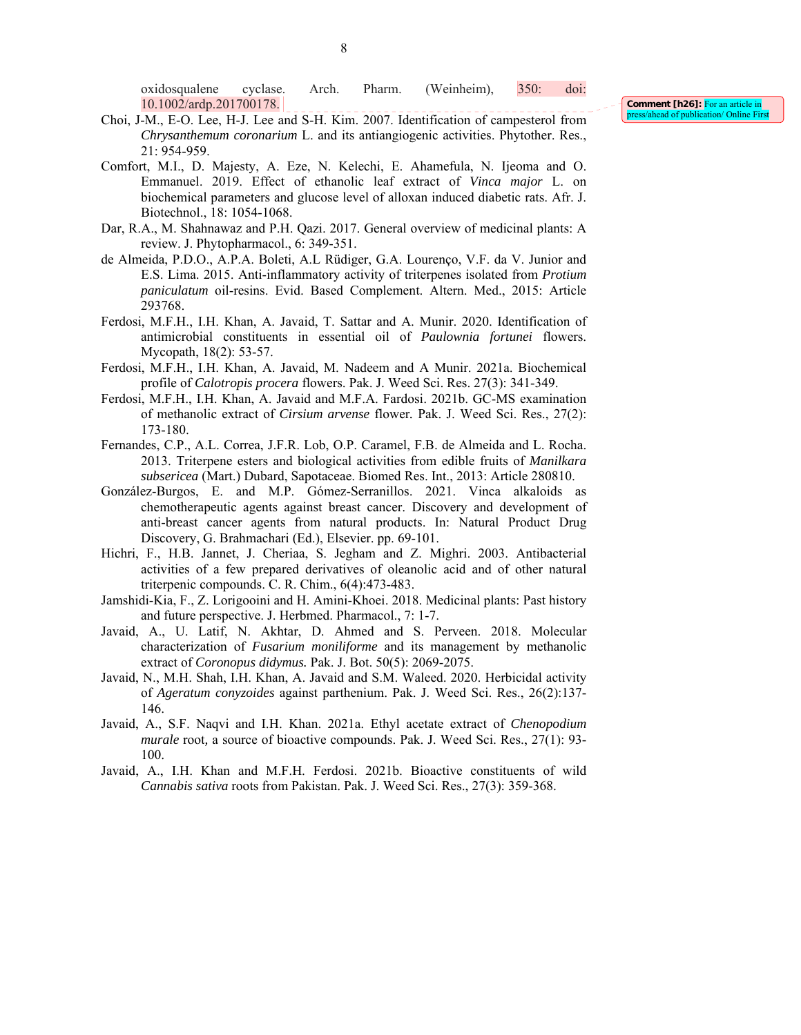oxidosqualene cyclase. Arch. Pharm. (Weinheim), 350: doi: 10.1002/ardp.201700178.

Comment [h26]: For an article in press/ahead of publication/ Online First

Choi, J-M., E-O. Lee, H-J. Lee and S-H. Kim. 2007. Identification of campesterol from *Chrysanthemum coronarium* L. and its antiangiogenic activities. Phytother. Res., 21: 954-959.

Comfort, M.I., D. Majesty, A. Eze, N. Kelechi, E. Ahamefula, N. Ijeoma and O. Emmanuel. 2019. Effect of ethanolic leaf extract of *Vinca major* L. on biochemical parameters and glucose level of alloxan induced diabetic rats. Afr. J. Biotechnol., 18: 1054-1068.

Dar, R.A., M. Shahnawaz and P.H. Qazi. 2017. General overview of medicinal plants: A review. J. Phytopharmacol., 6: 349-351.

de Almeida, P.D.O., A.P.A. Boleti, A.L Rüdiger, G.A. Lourenço, V.F. da V. Junior and E.S. Lima. 2015. Anti-inflammatory activity of triterpenes isolated from *Protium paniculatum* oil-resins. Evid. Based Complement. Altern. Med., 2015: Article 293768.

Ferdosi, M.F.H., I.H. Khan, A. Javaid, T. Sattar and A. Munir. 2020. Identification of antimicrobial constituents in essential oil of *Paulownia fortunei* flowers. Mycopath, 18(2): 53-57.

Ferdosi, M.F.H., I.H. Khan, A. Javaid, M. Nadeem and A Munir. 2021a. Biochemical profile of *Calotropis procera* flowers. Pak. J. Weed Sci. Res. 27(3): 341-349.

Ferdosi, M.F.H., I.H. Khan, A. Javaid and M.F.A. Fardosi. 2021b. GC-MS examination of methanolic extract of *Cirsium arvense* flower. Pak. J. Weed Sci. Res., 27(2): 173-180.

Fernandes, C.P., A.L. Correa, J.F.R. Lob, O.P. Caramel, F.B. de Almeida and L. Rocha. 2013. Triterpene esters and biological activities from edible fruits of *Manilkara subsericea* (Mart.) Dubard, Sapotaceae. Biomed Res. Int., 2013: Article 280810.

González-Burgos, E. and M.P. Gómez-Serranillos. 2021. Vinca alkaloids as chemotherapeutic agents against breast cancer. Discovery and development of anti-breast cancer agents from natural products. In: Natural Product Drug Discovery, G. Brahmachari (Ed.), Elsevier. pp. 69-101.

Hichri, F., H.B. Jannet, J. Cheriaa, S. Jegham and Z. Mighri. 2003. Antibacterial activities of a few prepared derivatives of oleanolic acid and of other natural triterpenic compounds. C. R. Chim., 6(4):473-483.

Jamshidi-Kia, F., Z. Lorigooini and H. Amini-Khoei. 2018. Medicinal plants: Past history and future perspective. J. Herbmed. Pharmacol., 7: 1-7.

Javaid, A., U. Latif, N. Akhtar, D. Ahmed and S. Perveen. 2018. Molecular characterization of *Fusarium moniliforme* and its management by methanolic extract of *Coronopus didymus.* Pak. J. Bot. 50(5): 2069-2075.

Javaid, N., M.H. Shah, I.H. Khan, A. Javaid and S.M. Waleed. 2020. Herbicidal activity of *Ageratum conyzoides* against parthenium. Pak. J. Weed Sci. Res., 26(2):137-146.

Javaid, A., S.F. Naqvi and I.H. Khan. 2021a. Ethyl acetate extract of *Chenopodium murale* root, a source of bioactive compounds. Pak. J. Weed Sci. Res., 27(1): 93-100.

Javaid, A., I.H. Khan and M.F.H. Ferdosi. 2021b. Bioactive constituents of wild *Cannabis sativa* roots from Pakistan. Pak. J. Weed Sci. Res., 27(3): 359-368.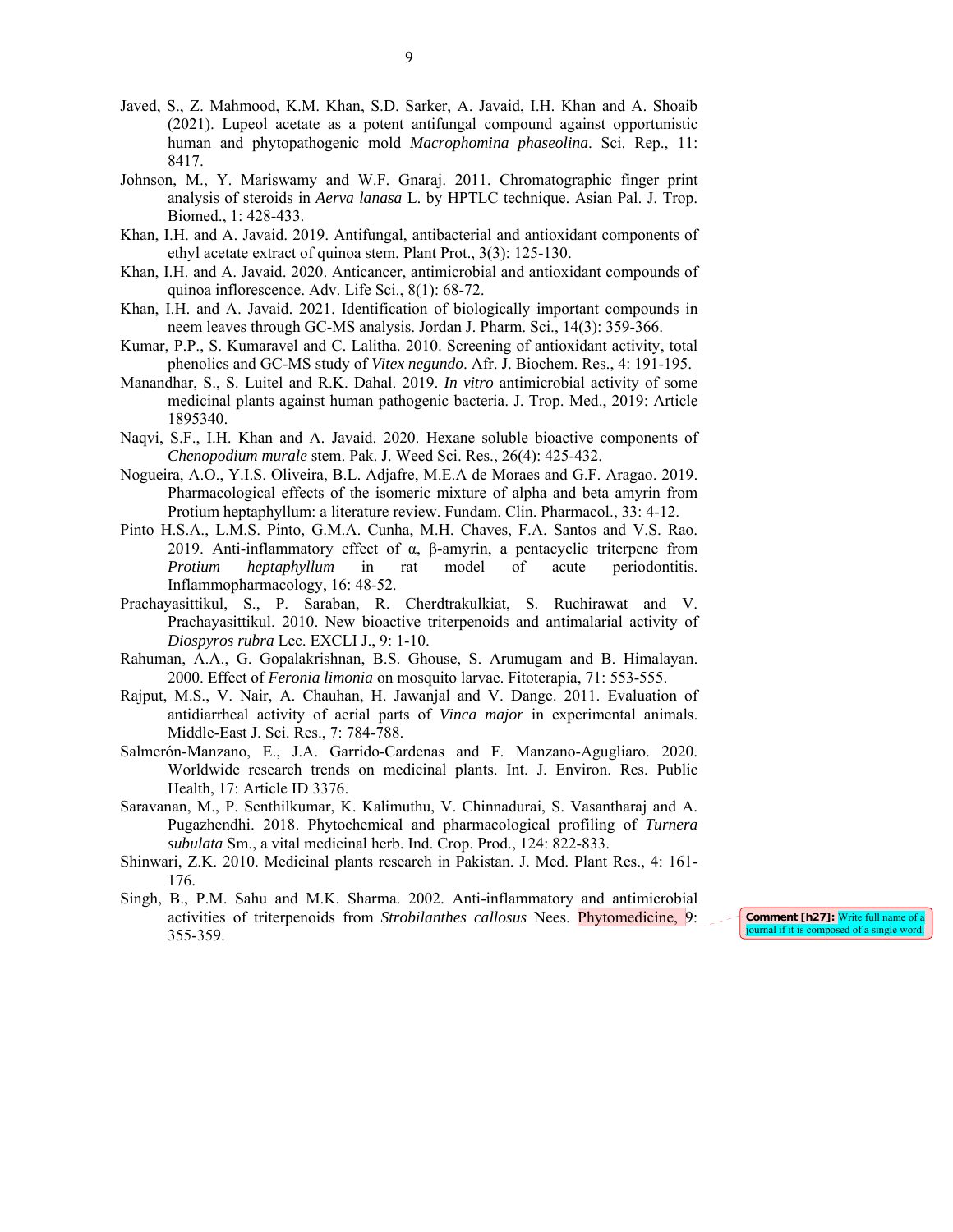Javed, S., Z. Mahmood, K.M. Khan, S.D. Sarker, A. Javaid, I.H. Khan and A. Shoaib (2021). Lupeol acetate as a potent antifungal compound against opportunistic human and phytopathogenic mold *Macrophomina phaseolina*. Sci. Rep., 11: 8417.

Johnson, M., Y. Mariswamy and W.F. Gnaraj. 2011. Chromatographic finger print analysis of steroids in *Aerva lanasa* L. by HPTLC technique. Asian Pal. J. Trop. Biomed., 1: 428-433.

Khan, I.H. and A. Javaid. 2019. Antifungal, antibacterial and antioxidant components of ethyl acetate extract of quinoa stem. Plant Prot., 3(3): 125-130.

Khan, I.H. and A. Javaid. 2020. Anticancer, antimicrobial and antioxidant compounds of quinoa inflorescence. Adv. Life Sci., 8(1): 68-72.

Khan, I.H. and A. Javaid. 2021. Identification of biologically important compounds in neem leaves through GC-MS analysis. Jordan J. Pharm. Sci., 14(3): 359-366.

Kumar, P.P., S. Kumaravel and C. Lalitha. 2010. Screening of antioxidant activity, total phenolics and GC-MS study of *Vitex negundo*. Afr. J. Biochem. Res., 4: 191-195.

Manandhar, S., S. Luitel and R.K. Dahal. 2019. *In vitro* antimicrobial activity of some medicinal plants against human pathogenic bacteria. J. Trop. Med., 2019: Article 1895340.

Naqvi, S.F., I.H. Khan and A. Javaid. 2020. Hexane soluble bioactive components of *Chenopodium murale* stem. Pak. J. Weed Sci. Res., 26(4): 425-432.

Nogueira, A.O., Y.I.S. Oliveira, B.L. Adjafre, M.E.A de Moraes and G.F. Aragao. 2019. Pharmacological effects of the isomeric mixture of alpha and beta amyrin from Protium heptaphyllum: a literature review. Fundam. Clin. Pharmacol., 33: 4-12.

Pinto H.S.A., L.M.S. Pinto, G.M.A. Cunha, M.H. Chaves, F.A. Santos and V.S. Rao. 2019. Anti-inflammatory effect of α, β-amyrin, a pentacyclic triterpene from *Protium heptaphyllum* in rat model of acute periodontitis. Inflammopharmacology, 16: 48-52.

Prachayasittikul, S., P. Saraban, R. Cherdtrakulkiat, S. Ruchirawat and V. Prachayasittikul. 2010. New bioactive triterpenoids and antimalarial activity of *Diospyros rubra* Lec. EXCLI J., 9: 1-10.

Rahuman, A.A., G. Gopalakrishnan, B.S. Ghouse, S. Arumugam and B. Himalayan. 2000. Effect of *Feronia limonia* on mosquito larvae. Fitoterapia, 71: 553-555.

Rajput, M.S., V. Nair, A. Chauhan, H. Jawanjal and V. Dange. 2011. Evaluation of antidiarrheal activity of aerial parts of *Vinca major* in experimental animals. Middle-East J. Sci. Res., 7: 784-788.

Salmerón-Manzano, E., J.A. Garrido-Cardenas and F. Manzano-Agugliaro. 2020. Worldwide research trends on medicinal plants. Int. J. Environ. Res. Public Health, 17: Article ID 3376.

Saravanan, M., P. Senthilkumar, K. Kalimuthu, V. Chinnadurai, S. Vasantharaj and A. Pugazhendhi. 2018. Phytochemical and pharmacological profiling of *Turnera subulata* Sm., a vital medicinal herb. Ind. Crop. Prod., 124: 822-833.

Shinwari, Z.K. 2010. Medicinal plants research in Pakistan. J. Med. Plant Res., 4: 161-176.

Singh, B., P.M. Sahu and M.K. Sharma. 2002. Anti-inflammatory and antimicrobial activities of triterpenoids from *Strobilanthes callosus* Nees. Phytomedicine, 9: 355-359.

**Comment [h27]:** Write full name of a journal if it is composed of a single word.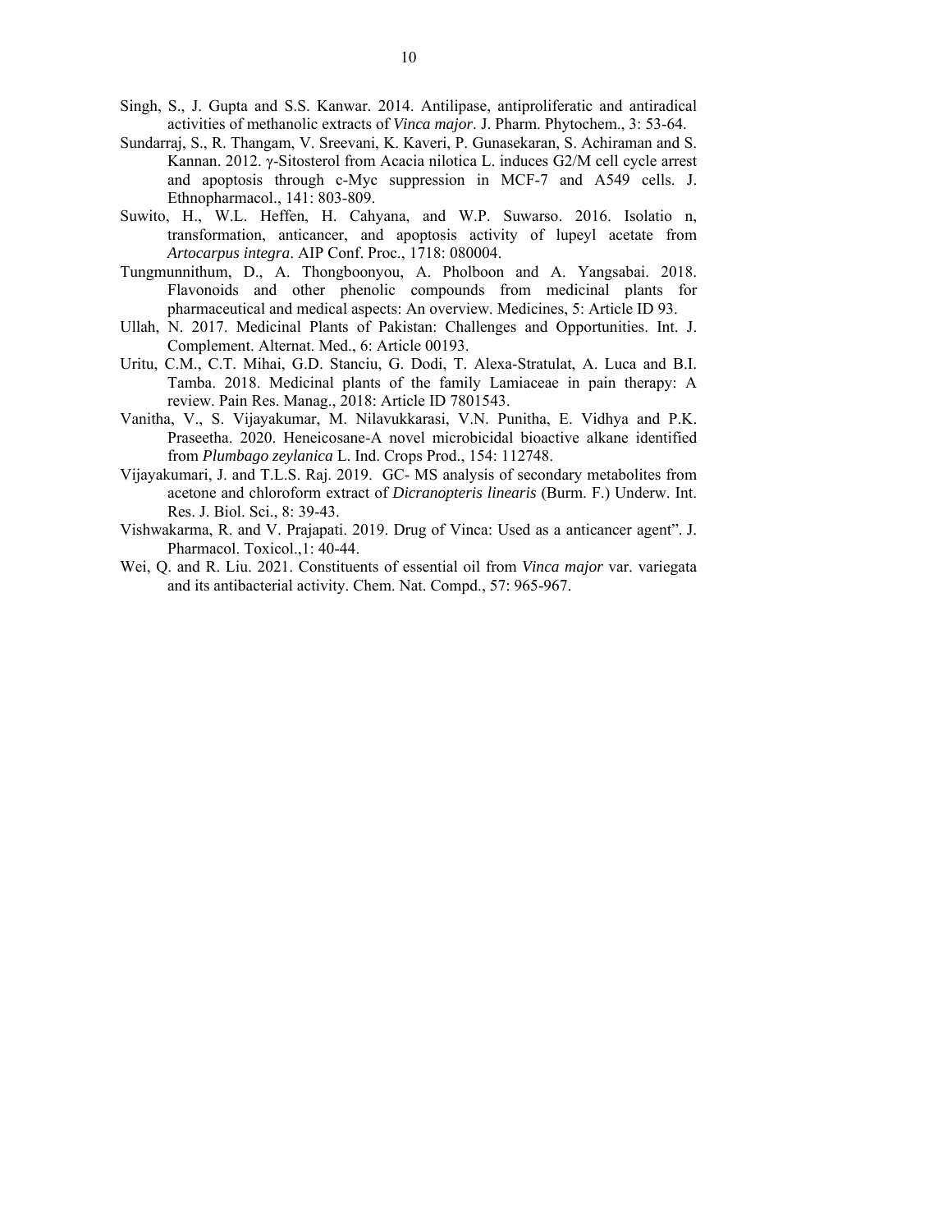Singh, S., J. Gupta and S.S. Kanwar. 2014. Antilipase, antiproliferatic and antiradical activities of methanolic extracts of *Vinca major*. J. Pharm. Phytochem., 3: 53-64.

Sundarraj, S., R. Thangam, V. Sreevani, K. Kaveri, P. Gunasekaran, S. Achiraman and S. Kannan. 2012. γ-Sitosterol from Acacia nilotica L. induces G2/M cell cycle arrest and apoptosis through c-Myc suppression in MCF-7 and A549 cells. J. Ethnopharmacol., 141: 803-809.

Suwito, H., W.L. Heffen, H. Cahyana, and W.P. Suwarso. 2016. Isolatio n, transformation, anticancer, and apoptosis activity of lupeyl acetate from *Artocarpus integra*. AIP Conf. Proc., 1718: 080004.

Tungmunnithum, D., A. Thongboonyou, A. Pholboon and A. Yangsabai. 2018. Flavonoids and other phenolic compounds from medicinal plants for pharmaceutical and medical aspects: An overview. Medicines, 5: Article ID 93.

Ullah, N. 2017. Medicinal Plants of Pakistan: Challenges and Opportunities. Int. J. Complement. Alternat. Med., 6: Article 00193.

Uritu, C.M., C.T. Mihai, G.D. Stanciu, G. Dodi, T. Alexa-Stratulat, A. Luca and B.I. Tamba. 2018. Medicinal plants of the family Lamiaceae in pain therapy: A review. Pain Res. Manag., 2018: Article ID 7801543.

Vanitha, V., S. Vijayakumar, M. Nilavukkarasi, V.N. Punitha, E. Vidhya and P.K. Praseetha. 2020. Heneicosane-A novel microbicidal bioactive alkane identified from *Plumbago zeylanica* L. Ind. Crops Prod., 154: 112748.

Vijayakumari, J. and T.L.S. Raj. 2019. GC- MS analysis of secondary metabolites from acetone and chloroform extract of *Dicranopteris linearis* (Burm. F.) Underw. Int. Res. J. Biol. Sci., 8: 39-43.

Vishwakarma, R. and V. Prajapati. 2019. Drug of Vinca: Used as a anticancer agent". J. Pharmacol. Toxicol.,1: 40-44.

Wei, Q. and R. Liu. 2021. Constituents of essential oil from *Vinca major* var. variegata and its antibacterial activity. Chem. Nat. Compd., 57: 965-967.